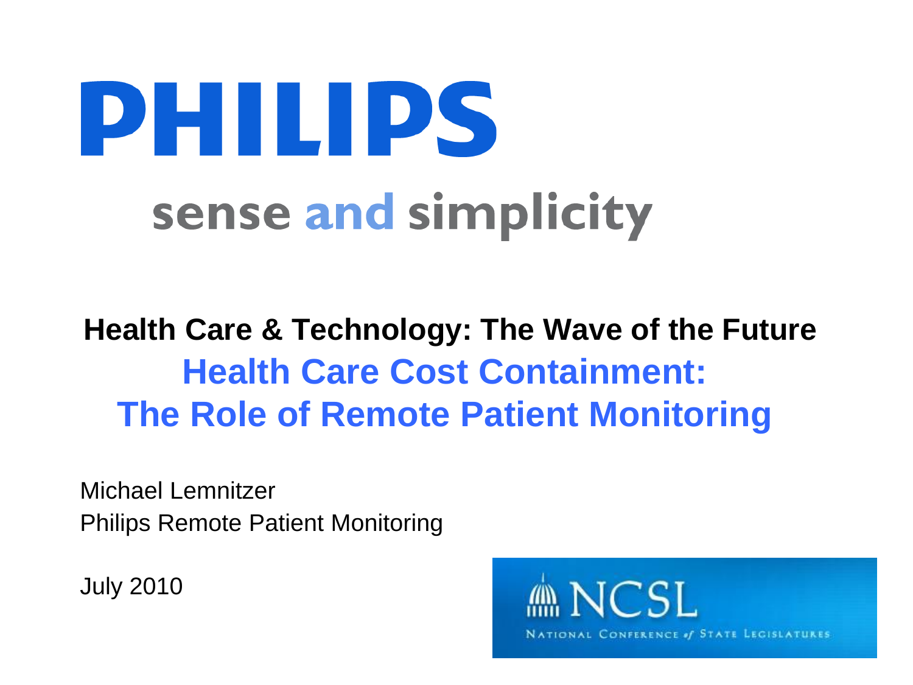# PHILIPS

sense and simplicity

## Health Care & Technology: The Wave of the Future

## Health Care Cost Containment: The Role of Remote Patient Monitoring

Michael Lemnitzer
Philips Remote Patient Monitoring

July 2010

NCSL
National Conference of State Legislatures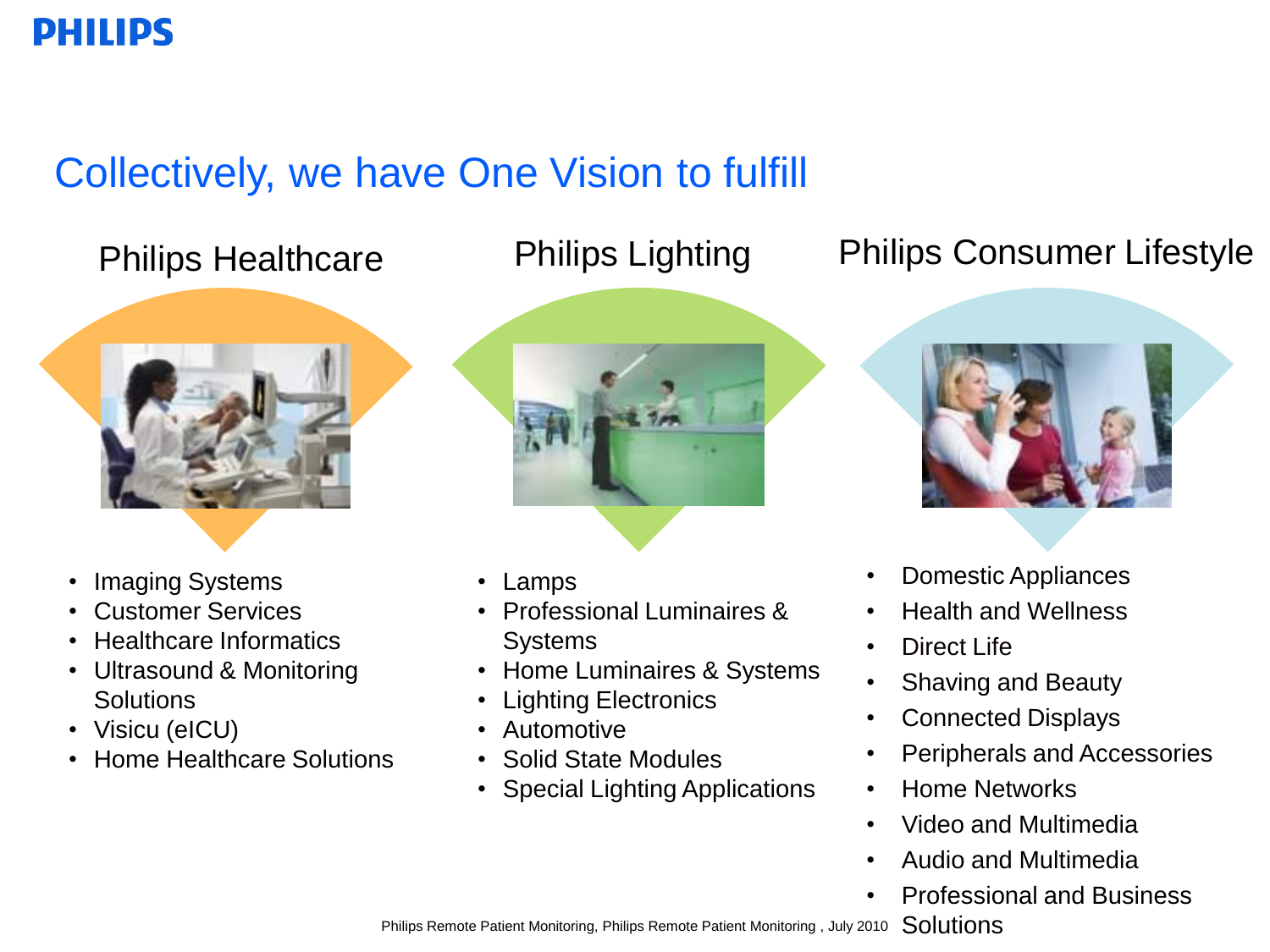# Collectively, we have One Vision to fulfill

## Philips Healthcare

- Imaging Systems
- Customer Services
- Healthcare Informatics
- Ultrasound & Monitoring Solutions
- Visicu (eICU)
- Home Healthcare Solutions

## Philips Lighting

- Lamps
- Professional Luminaires & Systems
- Home Luminaires & Systems
- Lighting Electronics
- Automotive
- Solid State Modules
- Special Lighting Applications

## Philips Consumer Lifestyle

- Domestic Appliances
- Health and Wellness
- Direct Life
- Shaving and Beauty
- Connected Displays
- Peripherals and Accessories
- Home Networks
- Video and Multimedia
- Audio and Multimedia
- Professional and Business Solutions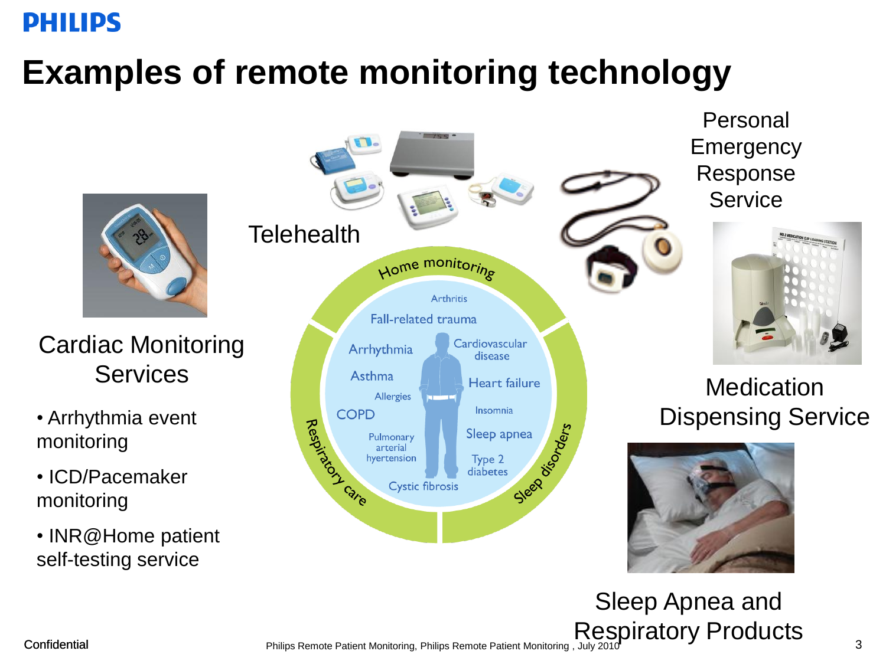# Examples of remote monitoring technology

## Cardiac Monitoring Services

- Arrhythmia event monitoring
- ICD/Pacemaker monitoring
- INR@Home patient self-testing service

Telehealth

Home monitoring

Arthritis

Fall-related trauma

Arrhythmia

Cardiovascular disease

Asthma

Heart failure

Allergies

Insomnia

COPD

Sleep apnea

Pulmonary arterial hyertension

Type 2 diabetes

Cystic fibrosis

Respiratory care

Sleep disorders

## Personal Emergency Response Service

## Medication Dispensing Service

## Sleep Apnea and Respiratory Products

Confidential

Philips Remote Patient Monitoring, Philips Remote Patient Monitoring , July 2010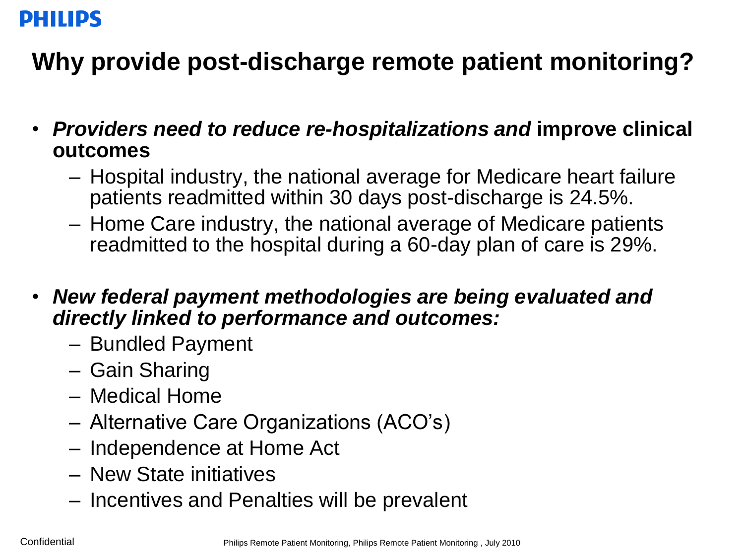## Why provide post-discharge remote patient monitoring?

- ***Providers need to reduce re-hospitalizations and*** **improve clinical outcomes**
  - Hospital industry, the national average for Medicare heart failure patients readmitted within 30 days post-discharge is 24.5%.
  - Home Care industry, the national average of Medicare patients readmitted to the hospital during a 60-day plan of care is 29%.

- ***New federal payment methodologies are being evaluated and directly linked to performance and outcomes:***
  - Bundled Payment
  - Gain Sharing
  - Medical Home
  - Alternative Care Organizations (ACO's)
  - Independence at Home Act
  - New State initiatives
  - Incentives and Penalties will be prevalent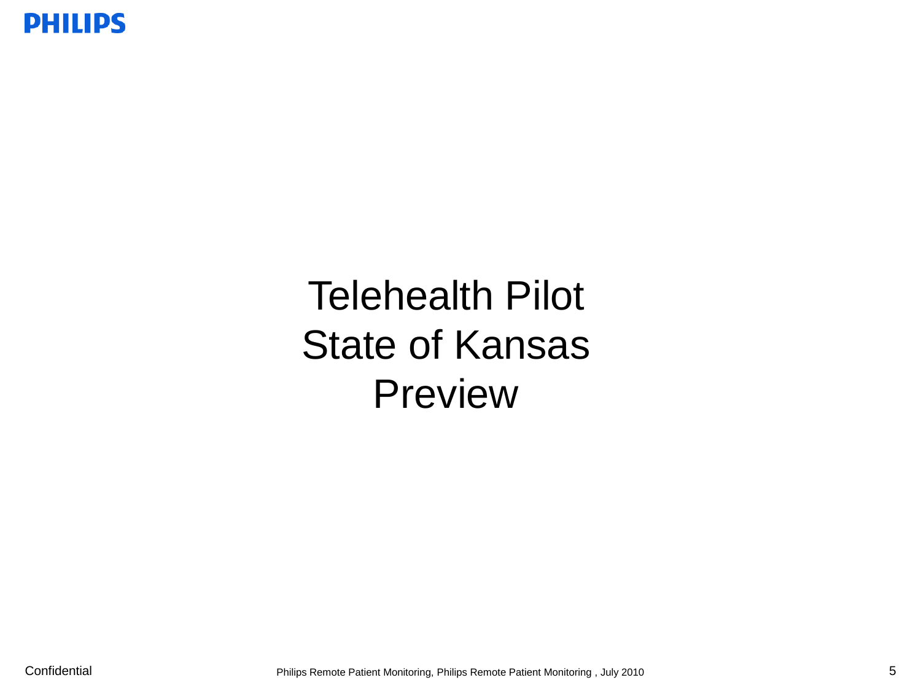# Telehealth Pilot
# State of Kansas
# Preview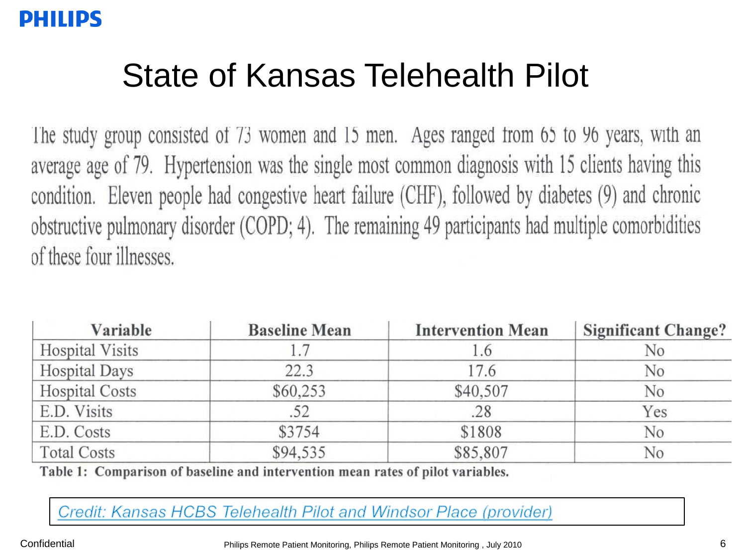# State of Kansas Telehealth Pilot

The study group consisted of 73 women and 15 men. Ages ranged from 65 to 96 years, with an average age of 79. Hypertension was the single most common diagnosis with 15 clients having this condition. Eleven people had congestive heart failure (CHF), followed by diabetes (9) and chronic obstructive pulmonary disorder (COPD; 4). The remaining 49 participants had multiple comorbidities of these four illnesses.

| Variable | Baseline Mean | Intervention Mean | Significant Change? |
|---|---|---|---|
| Hospital Visits | 1.7 | 1.6 | No |
| Hospital Days | 22.3 | 17.6 | No |
| Hospital Costs | $60,253 | $40,507 | No |
| E.D. Visits | .52 | .28 | Yes |
| E.D. Costs | $3754 | $1808 | No |
| Total Costs | $94,535 | $85,807 | No |

**Table 1: Comparison of baseline and intervention mean rates of pilot variables.**

*Credit: Kansas HCBS Telehealth Pilot and Windsor Place (provider)*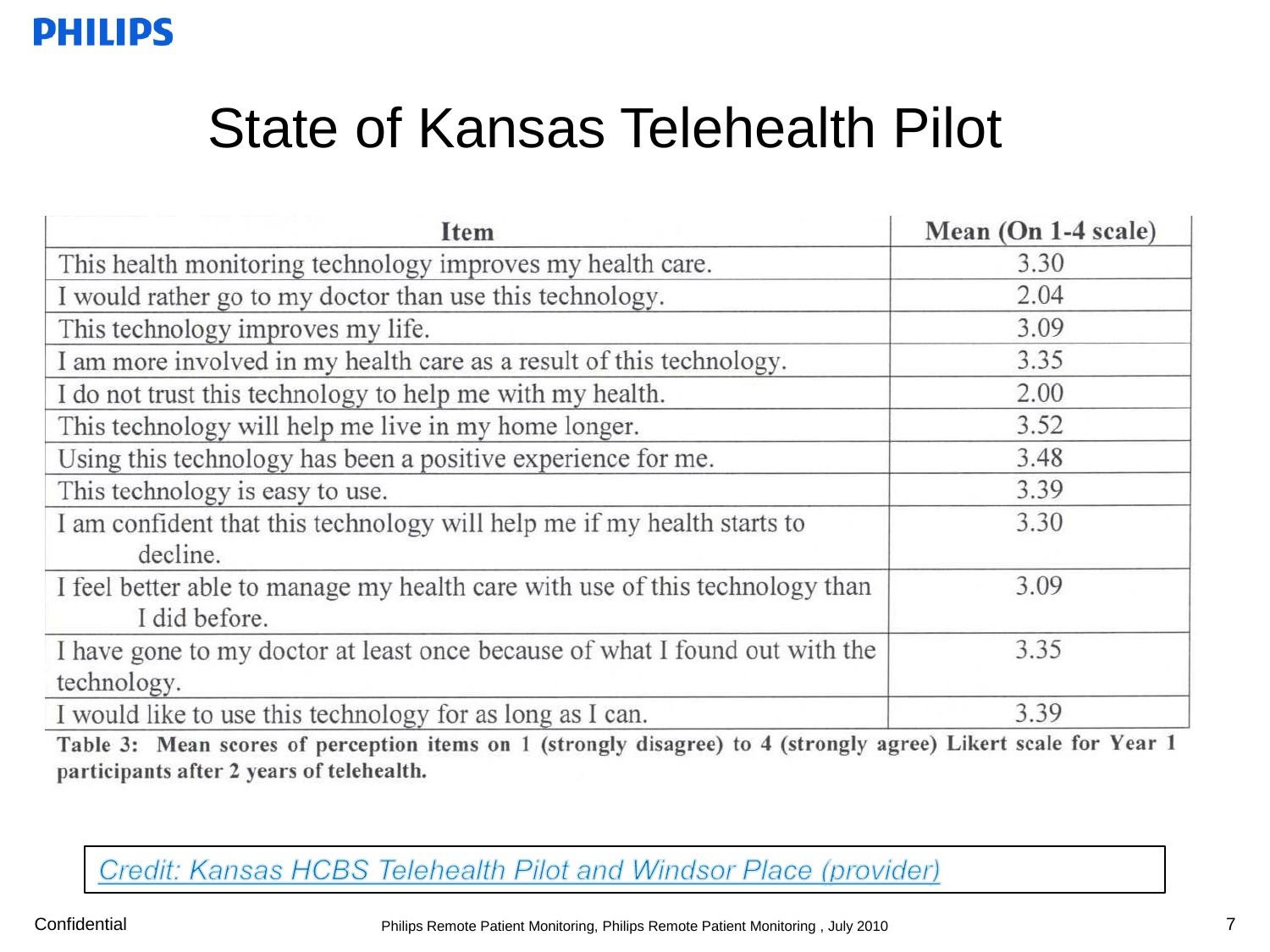# State of Kansas Telehealth Pilot

| Item | Mean (On 1-4 scale) |
|---|---|
| This health monitoring technology improves my health care. | 3.30 |
| I would rather go to my doctor than use this technology. | 2.04 |
| This technology improves my life. | 3.09 |
| I am more involved in my health care as a result of this technology. | 3.35 |
| I do not trust this technology to help me with my health. | 2.00 |
| This technology will help me live in my home longer. | 3.52 |
| Using this technology has been a positive experience for me. | 3.48 |
| This technology is easy to use. | 3.39 |
| I am confident that this technology will help me if my health starts to decline. | 3.30 |
| I feel better able to manage my health care with use of this technology than I did before. | 3.09 |
| I have gone to my doctor at least once because of what I found out with the technology. | 3.35 |
| I would like to use this technology for as long as I can. | 3.39 |

**Table 3: Mean scores of perception items on 1 (strongly disagree) to 4 (strongly agree) Likert scale for Year 1 participants after 2 years of telehealth.**

*Credit: Kansas HCBS Telehealth Pilot and Windsor Place (provider)*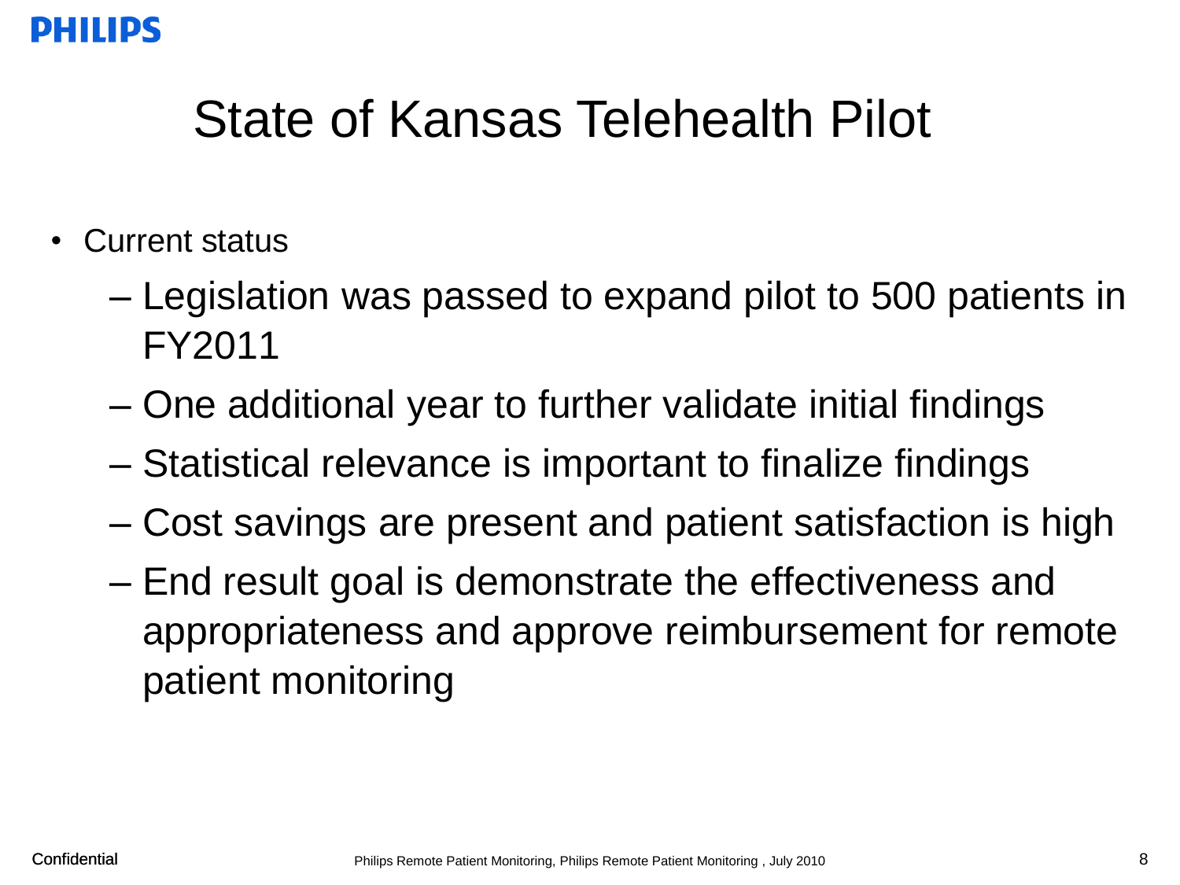# State of Kansas Telehealth Pilot

- Current status
  - Legislation was passed to expand pilot to 500 patients in FY2011
  - One additional year to further validate initial findings
  - Statistical relevance is important to finalize findings
  - Cost savings are present and patient satisfaction is high
  - End result goal is demonstrate the effectiveness and appropriateness and approve reimbursement for remote patient monitoring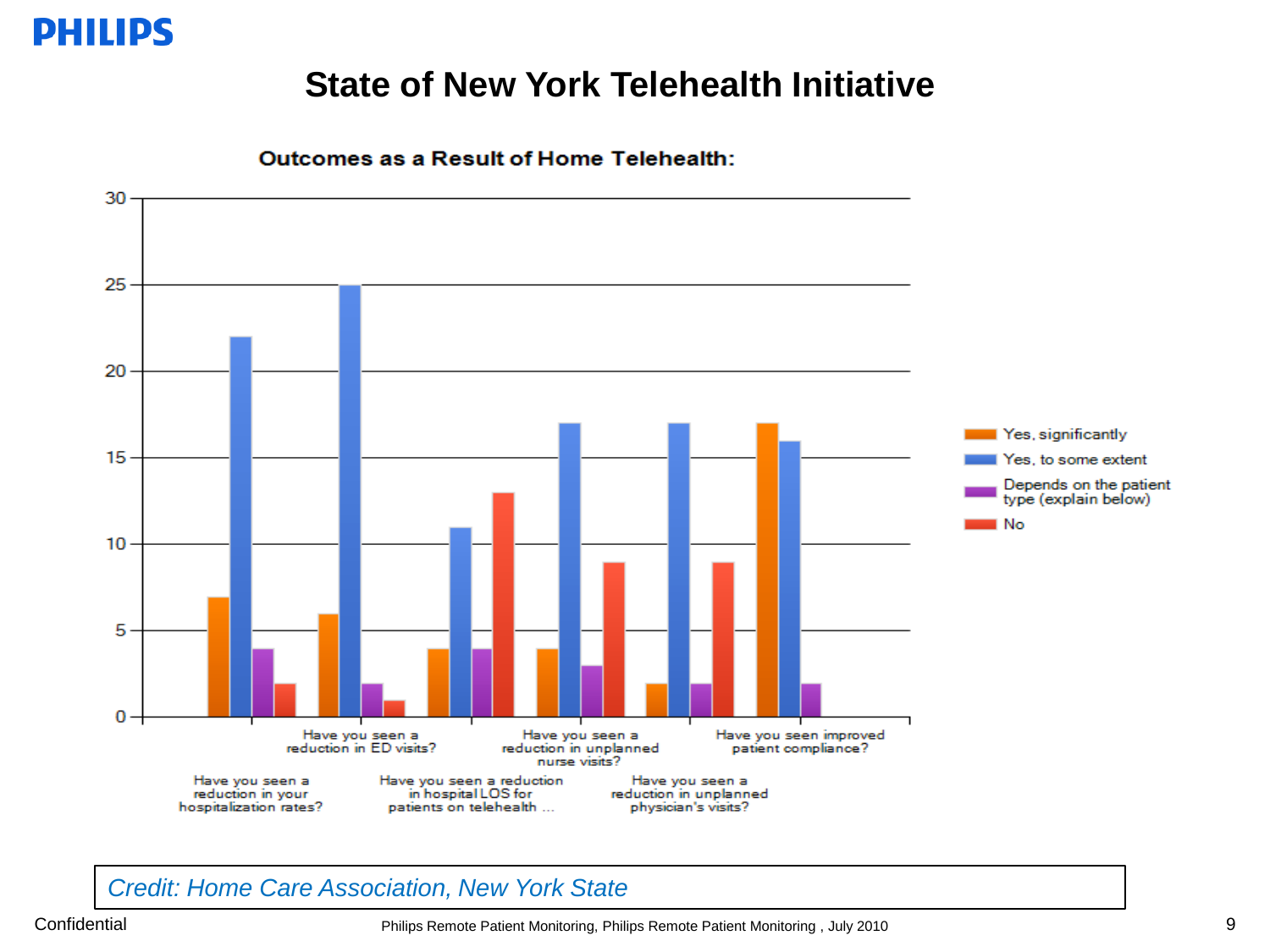# State of New York Telehealth Initiative

**Outcomes as a Result of Home Telehealth:**

| Question | Yes, significantly | Yes, to some extent | Depends on the patient type (explain below) | No |
|---|---|---|---|---|
| Have you seen a reduction in your hospitalization rates? | 7 | 22 | 4 | 2 |
| Have you seen a reduction in ED visits? | 6 | 25 | 2 | 1 |
| Have you seen a reduction in hospital LOS for patients on telehealth ... | 4 | 11 | 4 | 13 |
| Have you seen a reduction in unplanned nurse visits? | 4 | 17 | 3 | 9 |
| Have you seen a reduction in unplanned physician's visits? | 2 | 17 | 2 | 9 |
| Have you seen improved patient compliance? | 17 | 16 | 2 | |

*Credit: Home Care Association, New York State*

Confidential

Philips Remote Patient Monitoring, Philips Remote Patient Monitoring , July 2010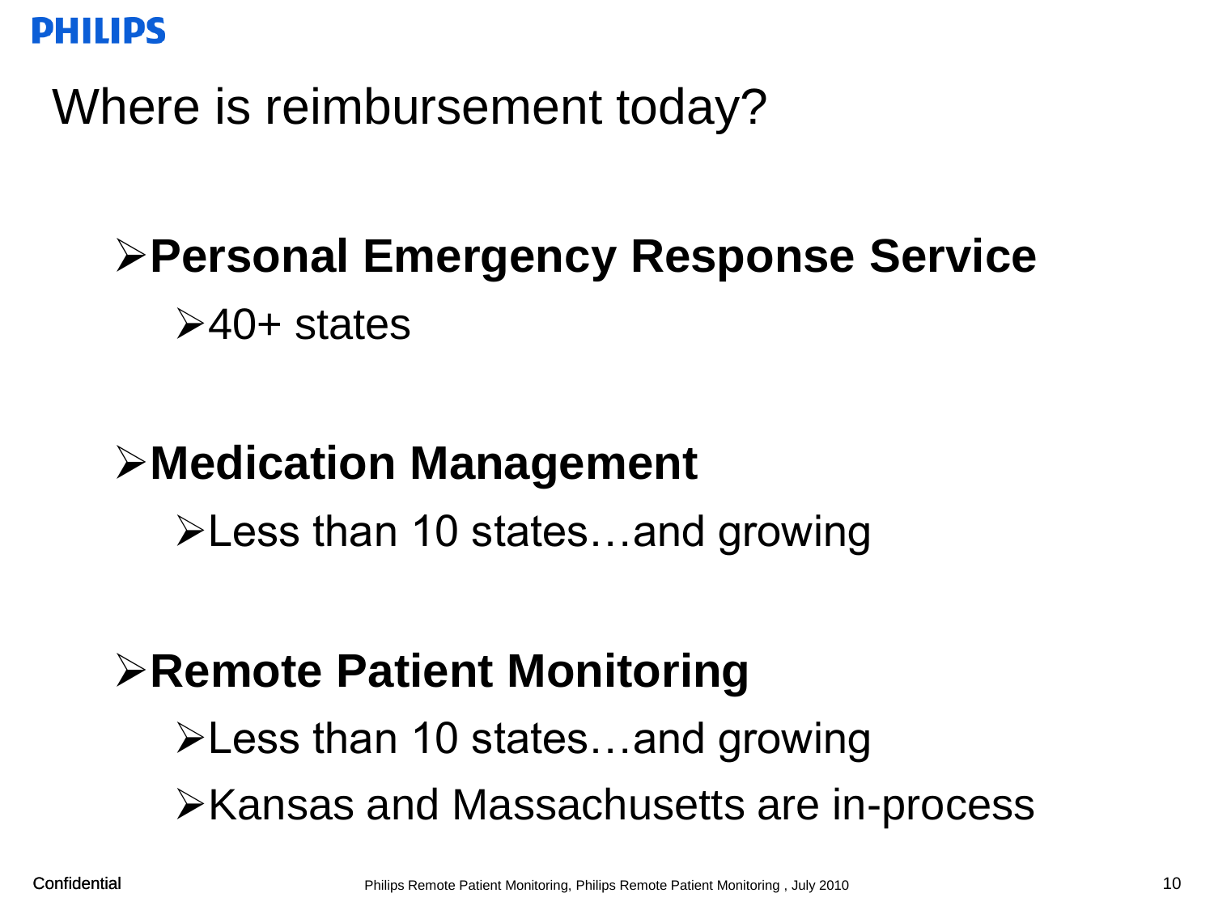# Where is reimbursement today?

- **Personal Emergency Response Service**
  - 40+ states

- **Medication Management**
  - Less than 10 states…and growing

- **Remote Patient Monitoring**
  - Less than 10 states…and growing
  - Kansas and Massachusetts are in-process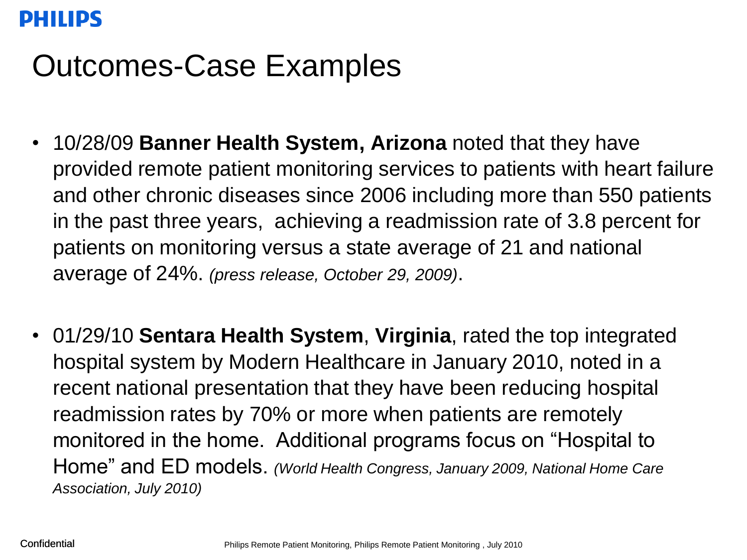# Outcomes-Case Examples

- 10/28/09 **Banner Health System, Arizona** noted that they have provided remote patient monitoring services to patients with heart failure and other chronic diseases since 2006 including more than 550 patients in the past three years, achieving a readmission rate of 3.8 percent for patients on monitoring versus a state average of 21 and national average of 24%. *(press release, October 29, 2009)*.

- 01/29/10 **Sentara Health System**, **Virginia**, rated the top integrated hospital system by Modern Healthcare in January 2010, noted in a recent national presentation that they have been reducing hospital readmission rates by 70% or more when patients are remotely monitored in the home. Additional programs focus on "Hospital to Home" and ED models. *(World Health Congress, January 2009, National Home Care Association, July 2010)*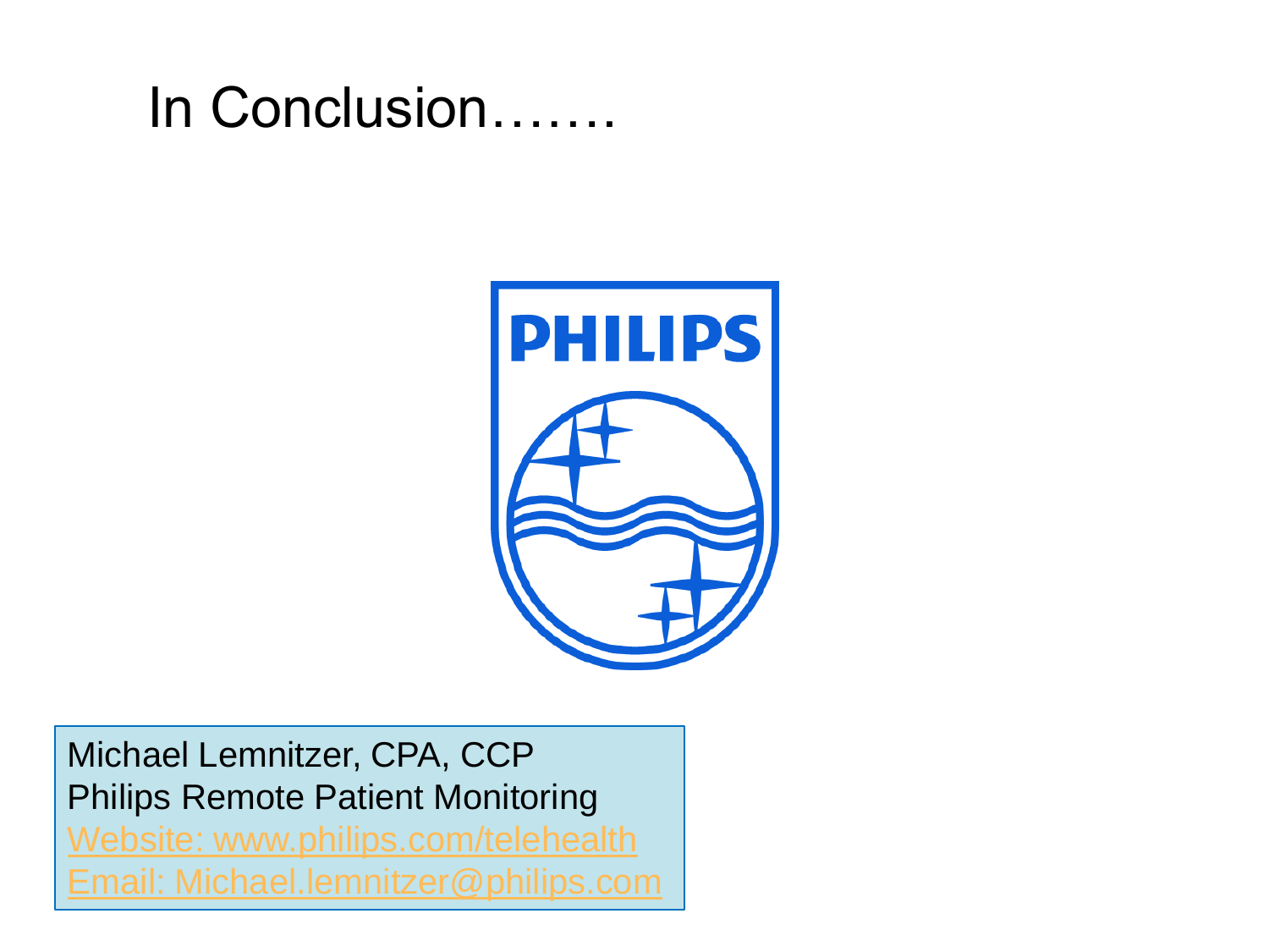# In Conclusion…….

PHILIPS

Michael Lemnitzer, CPA, CCP
Philips Remote Patient Monitoring
Website: www.philips.com/telehealth
Email: Michael.lemnitzer@philips.com